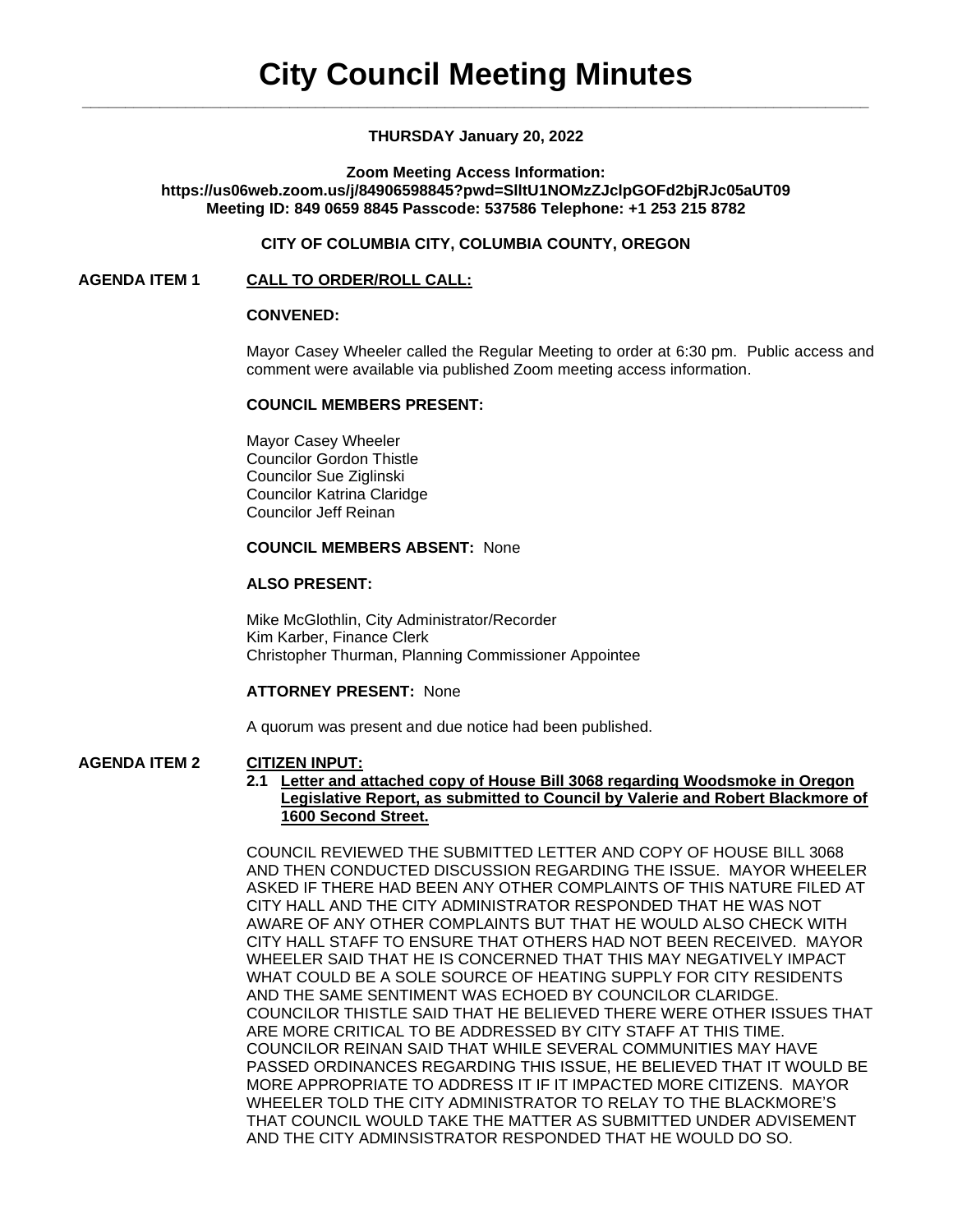# City Council Meeting Minutes

**THURSDAY January 20, 2022**

**Zoom Meeting Access Information:**
**https://us06web.zoom.us/j/84906598845?pwd=SlltU1NOMzZJclpGOFd2bjRJc05aUT09**
**Meeting ID: 849 0659 8845 Passcode: 537586 Telephone: +1 253 215 8782**

**CITY OF COLUMBIA CITY, COLUMBIA COUNTY, OREGON**

**AGENDA ITEM 1 CALL TO ORDER/ROLL CALL:**

**CONVENED:**

Mayor Casey Wheeler called the Regular Meeting to order at 6:30 pm. Public access and comment were available via published Zoom meeting access information.

**COUNCIL MEMBERS PRESENT:**

Mayor Casey Wheeler
Councilor Gordon Thistle
Councilor Sue Ziglinski
Councilor Katrina Claridge
Councilor Jeff Reinan

**COUNCIL MEMBERS ABSENT:** None

**ALSO PRESENT:**

Mike McGlothlin, City Administrator/Recorder
Kim Karber, Finance Clerk
Christopher Thurman, Planning Commissioner Appointee

**ATTORNEY PRESENT:** None

A quorum was present and due notice had been published.

**AGENDA ITEM 2 CITIZEN INPUT:**

**2.1 Letter and attached copy of House Bill 3068 regarding Woodsmoke in Oregon Legislative Report, as submitted to Council by Valerie and Robert Blackmore of 1600 Second Street.**

COUNCIL REVIEWED THE SUBMITTED LETTER AND COPY OF HOUSE BILL 3068 AND THEN CONDUCTED DISCUSSION REGARDING THE ISSUE. MAYOR WHEELER ASKED IF THERE HAD BEEN ANY OTHER COMPLAINTS OF THIS NATURE FILED AT CITY HALL AND THE CITY ADMINISTRATOR RESPONDED THAT HE WAS NOT AWARE OF ANY OTHER COMPLAINTS BUT THAT HE WOULD ALSO CHECK WITH CITY HALL STAFF TO ENSURE THAT OTHERS HAD NOT BEEN RECEIVED. MAYOR WHEELER SAID THAT HE IS CONCERNED THAT THIS MAY NEGATIVELY IMPACT WHAT COULD BE A SOLE SOURCE OF HEATING SUPPLY FOR CITY RESIDENTS AND THE SAME SENTIMENT WAS ECHOED BY COUNCILOR CLARIDGE. COUNCILOR THISTLE SAID THAT HE BELIEVED THERE WERE OTHER ISSUES THAT ARE MORE CRITICAL TO BE ADDRESSED BY CITY STAFF AT THIS TIME. COUNCILOR REINAN SAID THAT WHILE SEVERAL COMMUNITIES MAY HAVE PASSED ORDINANCES REGARDING THIS ISSUE, HE BELIEVED THAT IT WOULD BE MORE APPROPRIATE TO ADDRESS IT IF IT IMPACTED MORE CITIZENS. MAYOR WHEELER TOLD THE CITY ADMINISTRATOR TO RELAY TO THE BLACKMORE'S THAT COUNCIL WOULD TAKE THE MATTER AS SUBMITTED UNDER ADVISEMENT AND THE CITY ADMINSISTRATOR RESPONDED THAT HE WOULD DO SO.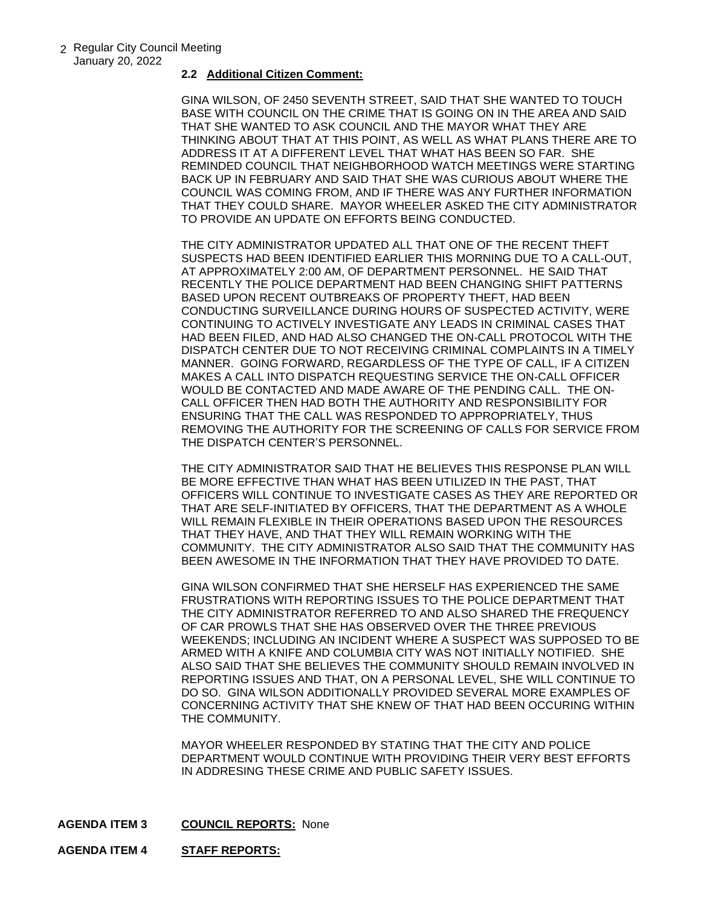**2.2 Additional Citizen Comment:**

GINA WILSON, OF 2450 SEVENTH STREET, SAID THAT SHE WANTED TO TOUCH BASE WITH COUNCIL ON THE CRIME THAT IS GOING ON IN THE AREA AND SAID THAT SHE WANTED TO ASK COUNCIL AND THE MAYOR WHAT THEY ARE THINKING ABOUT THAT AT THIS POINT, AS WELL AS WHAT PLANS THERE ARE TO ADDRESS IT AT A DIFFERENT LEVEL THAT WHAT HAS BEEN SO FAR. SHE REMINDED COUNCIL THAT NEIGHBORHOOD WATCH MEETINGS WERE STARTING BACK UP IN FEBRUARY AND SAID THAT SHE WAS CURIOUS ABOUT WHERE THE COUNCIL WAS COMING FROM, AND IF THERE WAS ANY FURTHER INFORMATION THAT THEY COULD SHARE. MAYOR WHEELER ASKED THE CITY ADMINISTRATOR TO PROVIDE AN UPDATE ON EFFORTS BEING CONDUCTED.

THE CITY ADMINISTRATOR UPDATED ALL THAT ONE OF THE RECENT THEFT SUSPECTS HAD BEEN IDENTIFIED EARLIER THIS MORNING DUE TO A CALL-OUT, AT APPROXIMATELY 2:00 AM, OF DEPARTMENT PERSONNEL. HE SAID THAT RECENTLY THE POLICE DEPARTMENT HAD BEEN CHANGING SHIFT PATTERNS BASED UPON RECENT OUTBREAKS OF PROPERTY THEFT, HAD BEEN CONDUCTING SURVEILLANCE DURING HOURS OF SUSPECTED ACTIVITY, WERE CONTINUING TO ACTIVELY INVESTIGATE ANY LEADS IN CRIMINAL CASES THAT HAD BEEN FILED, AND HAD ALSO CHANGED THE ON-CALL PROTOCOL WITH THE DISPATCH CENTER DUE TO NOT RECEIVING CRIMINAL COMPLAINTS IN A TIMELY MANNER. GOING FORWARD, REGARDLESS OF THE TYPE OF CALL, IF A CITIZEN MAKES A CALL INTO DISPATCH REQUESTING SERVICE THE ON-CALL OFFICER WOULD BE CONTACTED AND MADE AWARE OF THE PENDING CALL. THE ON-CALL OFFICER THEN HAD BOTH THE AUTHORITY AND RESPONSIBILITY FOR ENSURING THAT THE CALL WAS RESPONDED TO APPROPRIATELY, THUS REMOVING THE AUTHORITY FOR THE SCREENING OF CALLS FOR SERVICE FROM THE DISPATCH CENTER'S PERSONNEL.

THE CITY ADMINISTRATOR SAID THAT HE BELIEVES THIS RESPONSE PLAN WILL BE MORE EFFECTIVE THAN WHAT HAS BEEN UTILIZED IN THE PAST, THAT OFFICERS WILL CONTINUE TO INVESTIGATE CASES AS THEY ARE REPORTED OR THAT ARE SELF-INITIATED BY OFFICERS, THAT THE DEPARTMENT AS A WHOLE WILL REMAIN FLEXIBLE IN THEIR OPERATIONS BASED UPON THE RESOURCES THAT THEY HAVE, AND THAT THEY WILL REMAIN WORKING WITH THE COMMUNITY. THE CITY ADMINISTRATOR ALSO SAID THAT THE COMMUNITY HAS BEEN AWESOME IN THE INFORMATION THAT THEY HAVE PROVIDED TO DATE.

GINA WILSON CONFIRMED THAT SHE HERSELF HAS EXPERIENCED THE SAME FRUSTRATIONS WITH REPORTING ISSUES TO THE POLICE DEPARTMENT THAT THE CITY ADMINISTRATOR REFERRED TO AND ALSO SHARED THE FREQUENCY OF CAR PROWLS THAT SHE HAS OBSERVED OVER THE THREE PREVIOUS WEEKENDS; INCLUDING AN INCIDENT WHERE A SUSPECT WAS SUPPOSED TO BE ARMED WITH A KNIFE AND COLUMBIA CITY WAS NOT INITIALLY NOTIFIED. SHE ALSO SAID THAT SHE BELIEVES THE COMMUNITY SHOULD REMAIN INVOLVED IN REPORTING ISSUES AND THAT, ON A PERSONAL LEVEL, SHE WILL CONTINUE TO DO SO. GINA WILSON ADDITIONALLY PROVIDED SEVERAL MORE EXAMPLES OF CONCERNING ACTIVITY THAT SHE KNEW OF THAT HAD BEEN OCCURING WITHIN THE COMMUNITY.

MAYOR WHEELER RESPONDED BY STATING THAT THE CITY AND POLICE DEPARTMENT WOULD CONTINUE WITH PROVIDING THEIR VERY BEST EFFORTS IN ADDRESING THESE CRIME AND PUBLIC SAFETY ISSUES.

**AGENDA ITEM 3** **COUNCIL REPORTS:** None

**AGENDA ITEM 4** **STAFF REPORTS:**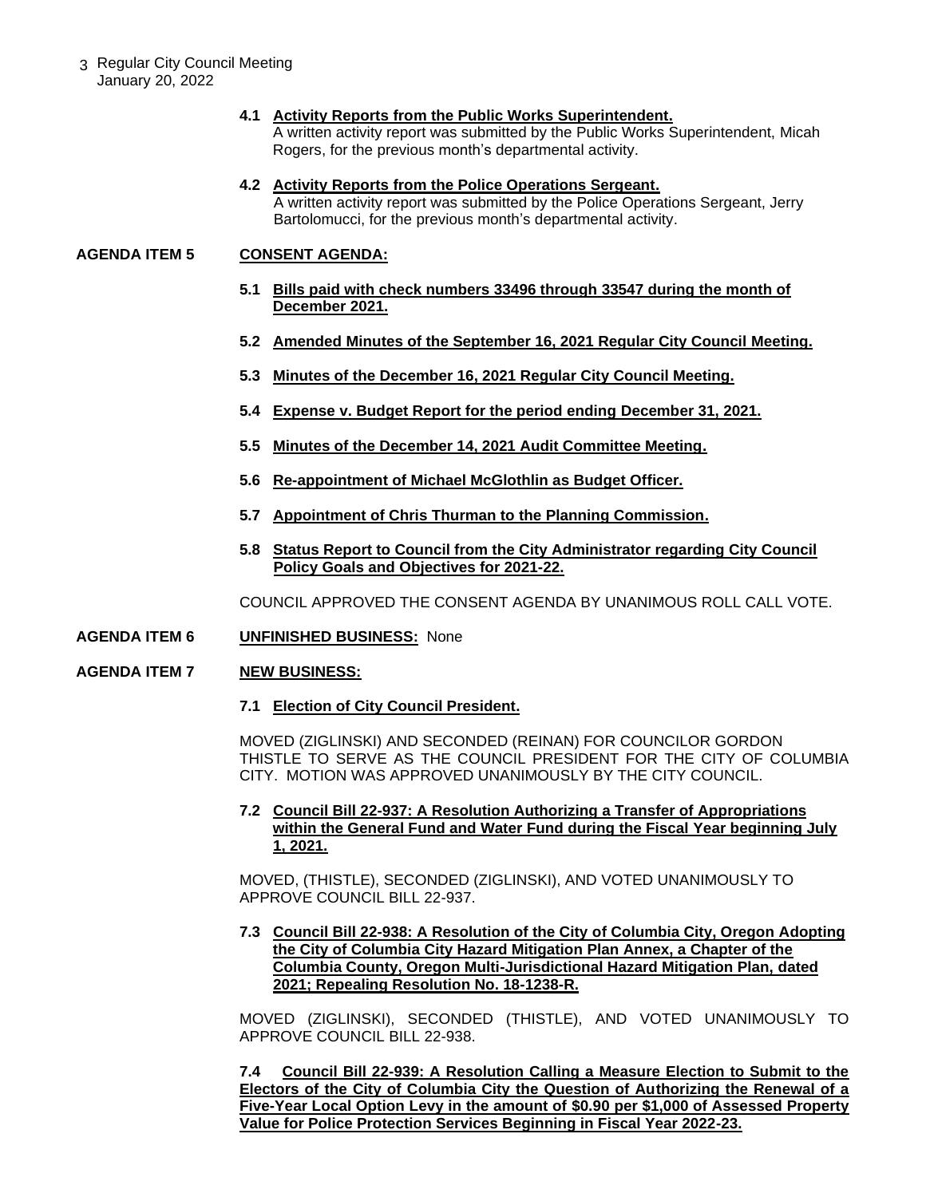**4.1 Activity Reports from the Public Works Superintendent.**
A written activity report was submitted by the Public Works Superintendent, Micah Rogers, for the previous month's departmental activity.

**4.2 Activity Reports from the Police Operations Sergeant.**
A written activity report was submitted by the Police Operations Sergeant, Jerry Bartolomucci, for the previous month's departmental activity.

**AGENDA ITEM 5 CONSENT AGENDA:**

**5.1 Bills paid with check numbers 33496 through 33547 during the month of December 2021.**

**5.2 Amended Minutes of the September 16, 2021 Regular City Council Meeting.**

**5.3 Minutes of the December 16, 2021 Regular City Council Meeting.**

**5.4 Expense v. Budget Report for the period ending December 31, 2021.**

**5.5 Minutes of the December 14, 2021 Audit Committee Meeting.**

**5.6 Re-appointment of Michael McGlothlin as Budget Officer.**

**5.7 Appointment of Chris Thurman to the Planning Commission.**

**5.8 Status Report to Council from the City Administrator regarding City Council Policy Goals and Objectives for 2021-22.**

COUNCIL APPROVED THE CONSENT AGENDA BY UNANIMOUS ROLL CALL VOTE.

**AGENDA ITEM 6 UNFINISHED BUSINESS:** None

**AGENDA ITEM 7 NEW BUSINESS:**

**7.1 Election of City Council President.**

MOVED (ZIGLINSKI) AND SECONDED (REINAN) FOR COUNCILOR GORDON THISTLE TO SERVE AS THE COUNCIL PRESIDENT FOR THE CITY OF COLUMBIA CITY. MOTION WAS APPROVED UNANIMOUSLY BY THE CITY COUNCIL.

**7.2 Council Bill 22-937: A Resolution Authorizing a Transfer of Appropriations within the General Fund and Water Fund during the Fiscal Year beginning July 1, 2021.**

MOVED, (THISTLE), SECONDED (ZIGLINSKI), AND VOTED UNANIMOUSLY TO APPROVE COUNCIL BILL 22-937.

**7.3 Council Bill 22-938: A Resolution of the City of Columbia City, Oregon Adopting the City of Columbia City Hazard Mitigation Plan Annex, a Chapter of the Columbia County, Oregon Multi-Jurisdictional Hazard Mitigation Plan, dated 2021; Repealing Resolution No. 18-1238-R.**

MOVED (ZIGLINSKI), SECONDED (THISTLE), AND VOTED UNANIMOUSLY TO APPROVE COUNCIL BILL 22-938.

**7.4 Council Bill 22-939: A Resolution Calling a Measure Election to Submit to the Electors of the City of Columbia City the Question of Authorizing the Renewal of a Five-Year Local Option Levy in the amount of $0.90 per $1,000 of Assessed Property Value for Police Protection Services Beginning in Fiscal Year 2022-23.**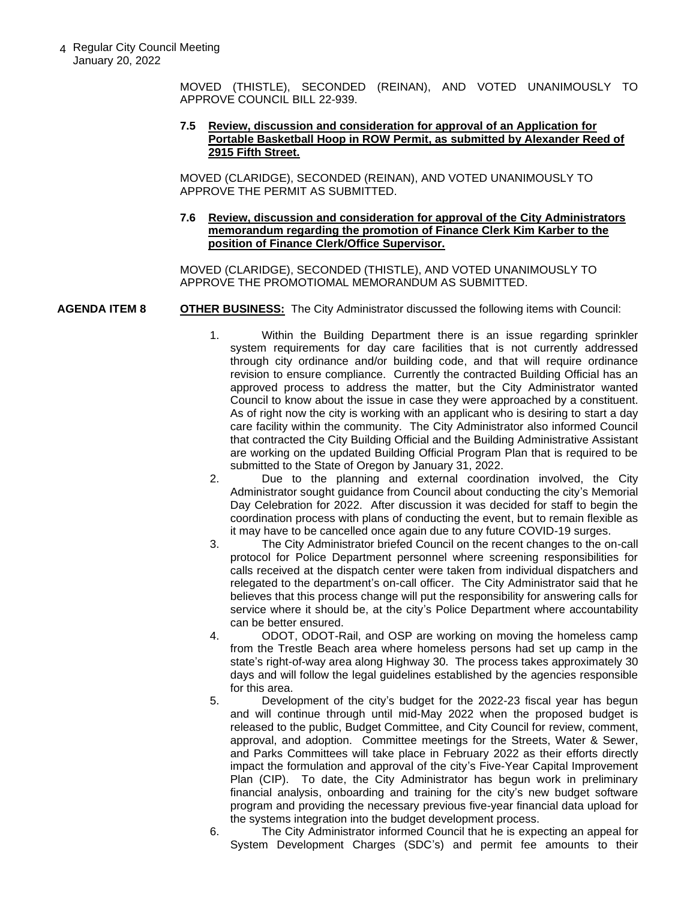MOVED (THISTLE), SECONDED (REINAN), AND VOTED UNANIMOUSLY TO APPROVE COUNCIL BILL 22-939.

**7.5 Review, discussion and consideration for approval of an Application for Portable Basketball Hoop in ROW Permit, as submitted by Alexander Reed of 2915 Fifth Street.**

MOVED (CLARIDGE), SECONDED (REINAN), AND VOTED UNANIMOUSLY TO APPROVE THE PERMIT AS SUBMITTED.

**7.6 Review, discussion and consideration for approval of the City Administrators memorandum regarding the promotion of Finance Clerk Kim Karber to the position of Finance Clerk/Office Supervisor.**

MOVED (CLARIDGE), SECONDED (THISTLE), AND VOTED UNANIMOUSLY TO APPROVE THE PROMOTIOMAL MEMORANDUM AS SUBMITTED.

**AGENDA ITEM 8** **OTHER BUSINESS:** The City Administrator discussed the following items with Council:

1. Within the Building Department there is an issue regarding sprinkler system requirements for day care facilities that is not currently addressed through city ordinance and/or building code, and that will require ordinance revision to ensure compliance. Currently the contracted Building Official has an approved process to address the matter, but the City Administrator wanted Council to know about the issue in case they were approached by a constituent. As of right now the city is working with an applicant who is desiring to start a day care facility within the community. The City Administrator also informed Council that contracted the City Building Official and the Building Administrative Assistant are working on the updated Building Official Program Plan that is required to be submitted to the State of Oregon by January 31, 2022.
2. Due to the planning and external coordination involved, the City Administrator sought guidance from Council about conducting the city's Memorial Day Celebration for 2022. After discussion it was decided for staff to begin the coordination process with plans of conducting the event, but to remain flexible as it may have to be cancelled once again due to any future COVID-19 surges.
3. The City Administrator briefed Council on the recent changes to the on-call protocol for Police Department personnel where screening responsibilities for calls received at the dispatch center were taken from individual dispatchers and relegated to the department's on-call officer. The City Administrator said that he believes that this process change will put the responsibility for answering calls for service where it should be, at the city's Police Department where accountability can be better ensured.
4. ODOT, ODOT-Rail, and OSP are working on moving the homeless camp from the Trestle Beach area where homeless persons had set up camp in the state's right-of-way area along Highway 30. The process takes approximately 30 days and will follow the legal guidelines established by the agencies responsible for this area.
5. Development of the city's budget for the 2022-23 fiscal year has begun and will continue through until mid-May 2022 when the proposed budget is released to the public, Budget Committee, and City Council for review, comment, approval, and adoption. Committee meetings for the Streets, Water & Sewer, and Parks Committees will take place in February 2022 as their efforts directly impact the formulation and approval of the city's Five-Year Capital Improvement Plan (CIP). To date, the City Administrator has begun work in preliminary financial analysis, onboarding and training for the city's new budget software program and providing the necessary previous five-year financial data upload for the systems integration into the budget development process.
6. The City Administrator informed Council that he is expecting an appeal for System Development Charges (SDC's) and permit fee amounts to their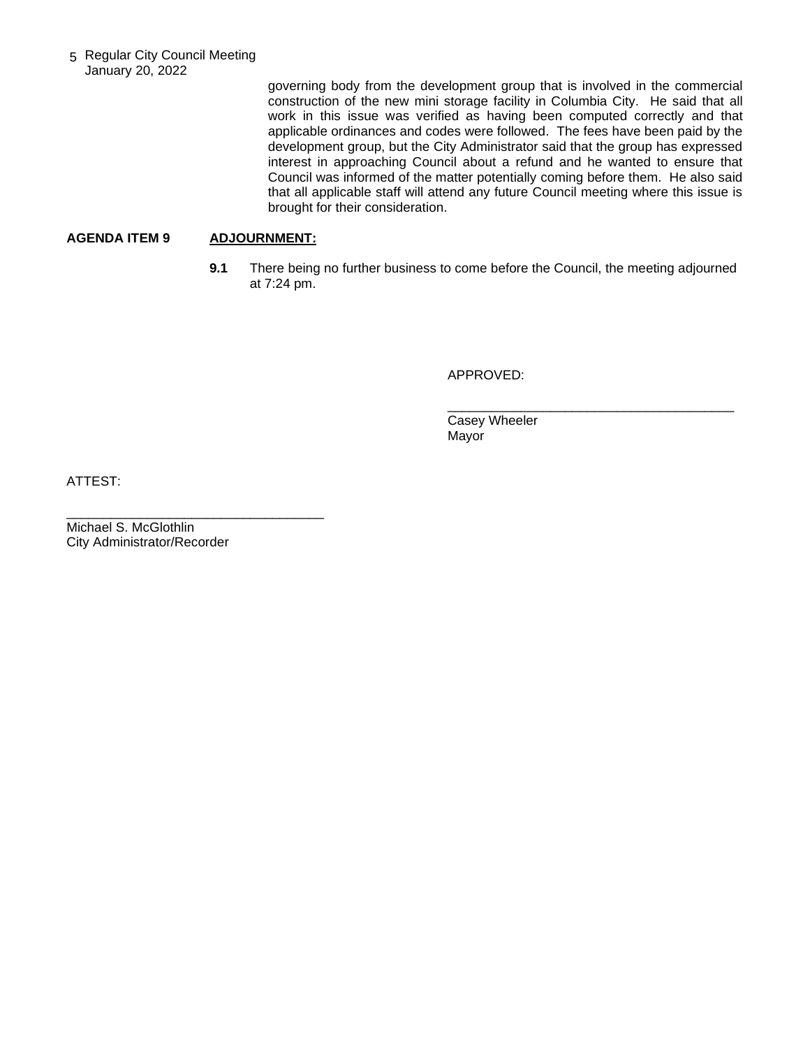governing body from the development group that is involved in the commercial construction of the new mini storage facility in Columbia City. He said that all work in this issue was verified as having been computed correctly and that applicable ordinances and codes were followed. The fees have been paid by the development group, but the City Administrator said that the group has expressed interest in approaching Council about a refund and he wanted to ensure that Council was informed of the matter potentially coming before them. He also said that all applicable staff will attend any future Council meeting where this issue is brought for their consideration.

**AGENDA ITEM 9** **ADJOURNMENT:**

**9.1** There being no further business to come before the Council, the meeting adjourned at 7:24 pm.

APPROVED:

________________________________________
Casey Wheeler
Mayor

ATTEST:

____________________________________
Michael S. McGlothlin
City Administrator/Recorder